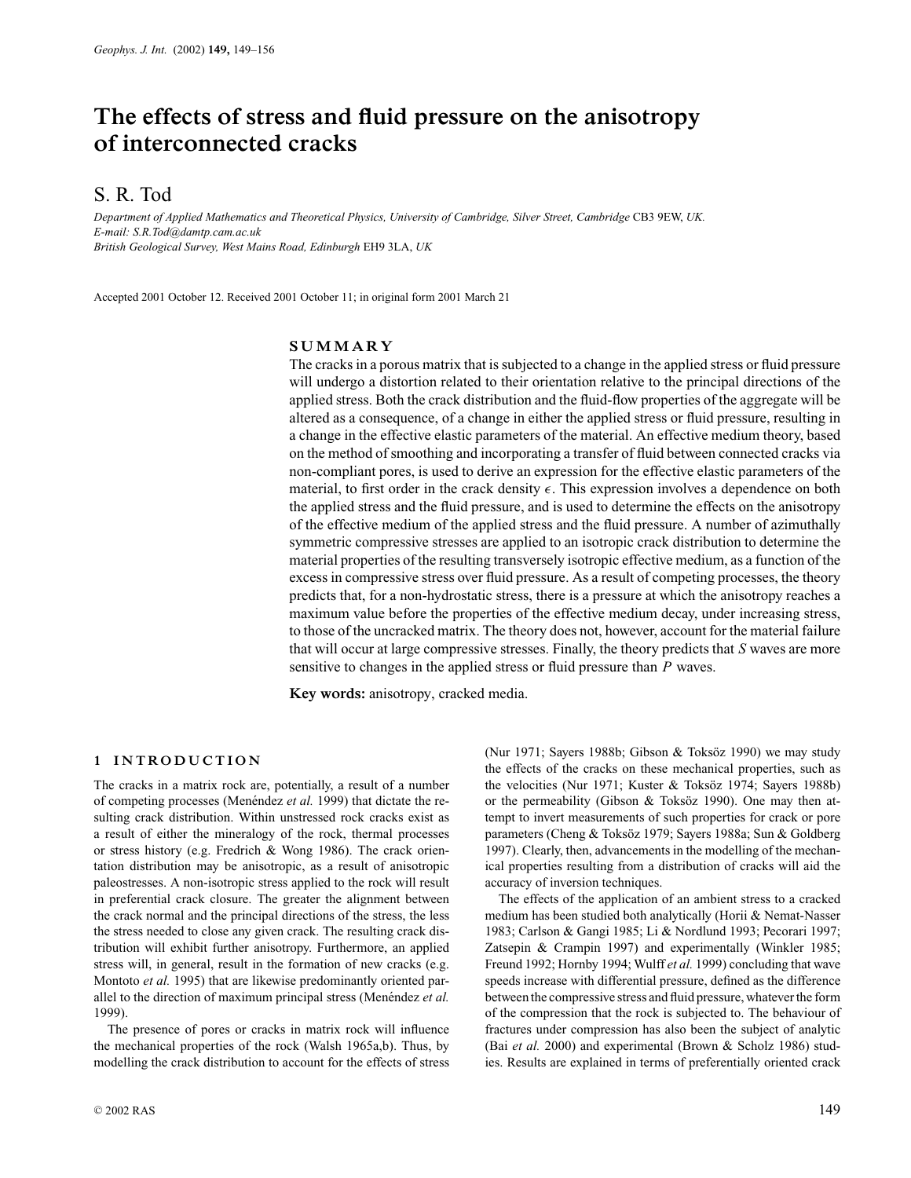# The effects of stress and fluid pressure on the anisotropy of interconnected cracks

S. R. Tod

*Department of Applied Mathematics and Theoretical Physics, University of Cambridge, Silver Street, Cambridge* CB3 9EW, *UK.*
*E-mail: S.R.Tod@damtp.cam.ac.uk*
*British Geological Survey, West Mains Road, Edinburgh* EH9 3LA, *UK*

Accepted 2001 October 12. Received 2001 October 11; in original form 2001 March 21

## SUMMARY

The cracks in a porous matrix that is subjected to a change in the applied stress or fluid pressure will undergo a distortion related to their orientation relative to the principal directions of the applied stress. Both the crack distribution and the fluid-flow properties of the aggregate will be altered as a consequence, of a change in either the applied stress or fluid pressure, resulting in a change in the effective elastic parameters of the material. An effective medium theory, based on the method of smoothing and incorporating a transfer of fluid between connected cracks via non-compliant pores, is used to derive an expression for the effective elastic parameters of the material, to first order in the crack density $\epsilon$. This expression involves a dependence on both the applied stress and the fluid pressure, and is used to determine the effects on the anisotropy of the effective medium of the applied stress and the fluid pressure. A number of azimuthally symmetric compressive stresses are applied to an isotropic crack distribution to determine the material properties of the resulting transversely isotropic effective medium, as a function of the excess in compressive stress over fluid pressure. As a result of competing processes, the theory predicts that, for a non-hydrostatic stress, there is a pressure at which the anisotropy reaches a maximum value before the properties of the effective medium decay, under increasing stress, to those of the uncracked matrix. The theory does not, however, account for the material failure that will occur at large compressive stresses. Finally, the theory predicts that $S$ waves are more sensitive to changes in the applied stress or fluid pressure than $P$ waves.

**Key words:** anisotropy, cracked media.

## 1 INTRODUCTION

The cracks in a matrix rock are, potentially, a result of a number of competing processes (Menéndez *et al.* 1999) that dictate the resulting crack distribution. Within unstressed rock cracks exist as a result of either the mineralogy of the rock, thermal processes or stress history (e.g. Fredrich & Wong 1986). The crack orientation distribution may be anisotropic, as a result of anisotropic paleostresses. A non-isotropic stress applied to the rock will result in preferential crack closure. The greater the alignment between the crack normal and the principal directions of the stress, the less the stress needed to close any given crack. The resulting crack distribution will exhibit further anisotropy. Furthermore, an applied stress will, in general, result in the formation of new cracks (e.g. Montoto *et al.* 1995) that are likewise predominantly oriented parallel to the direction of maximum principal stress (Menéndez *et al.* 1999).

The presence of pores or cracks in matrix rock will influence the mechanical properties of the rock (Walsh 1965a,b). Thus, by modelling the crack distribution to account for the effects of stress (Nur 1971; Sayers 1988b; Gibson & Toksöz 1990) we may study the effects of the cracks on these mechanical properties, such as the velocities (Nur 1971; Kuster & Toksöz 1974; Sayers 1988b) or the permeability (Gibson & Toksöz 1990). One may then attempt to invert measurements of such properties for crack or pore parameters (Cheng & Toksöz 1979; Sayers 1988a; Sun & Goldberg 1997). Clearly, then, advancements in the modelling of the mechanical properties resulting from a distribution of cracks will aid the accuracy of inversion techniques.

The effects of the application of an ambient stress to a cracked medium has been studied both analytically (Horii & Nemat-Nasser 1983; Carlson & Gangi 1985; Li & Nordlund 1993; Pecorari 1997; Zatsepin & Crampin 1997) and experimentally (Winkler 1985; Freund 1992; Hornby 1994; Wulff *et al.* 1999) concluding that wave speeds increase with differential pressure, defined as the difference between the compressive stress and fluid pressure, whatever the form of the compression that the rock is subjected to. The behaviour of fractures under compression has also been the subject of analytic (Bai *et al.* 2000) and experimental (Brown & Scholz 1986) studies. Results are explained in terms of preferentially oriented crack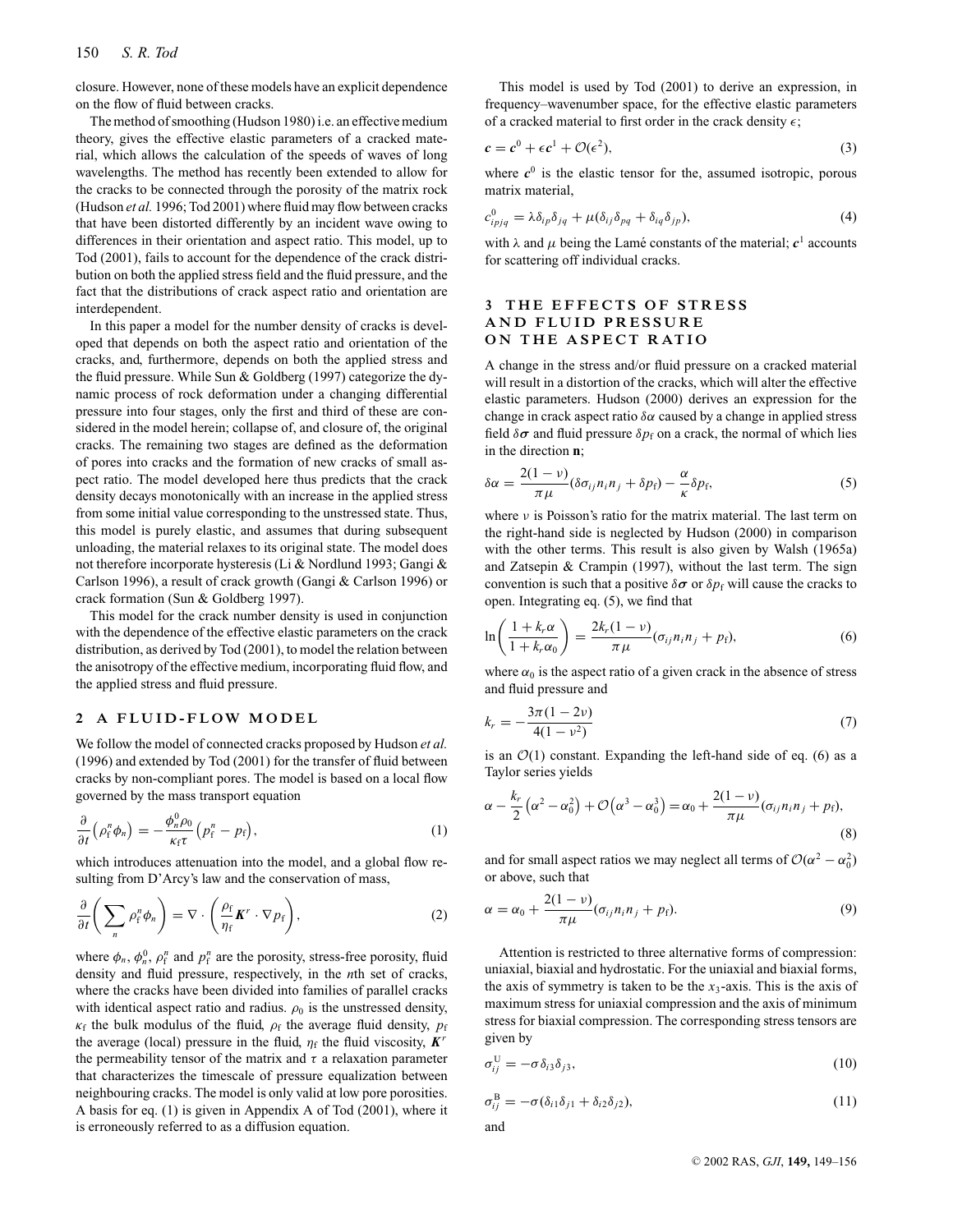closure. However, none of these models have an explicit dependence on the flow of fluid between cracks.

The method of smoothing (Hudson 1980) i.e. an effective medium theory, gives the effective elastic parameters of a cracked material, which allows the calculation of the speeds of waves of long wavelengths. The method has recently been extended to allow for the cracks to be connected through the porosity of the matrix rock (Hudson *et al.* 1996; Tod 2001) where fluid may flow between cracks that have been distorted differently by an incident wave owing to differences in their orientation and aspect ratio. This model, up to Tod (2001), fails to account for the dependence of the crack distribution on both the applied stress field and the fluid pressure, and the fact that the distributions of crack aspect ratio and orientation are interdependent.

In this paper a model for the number density of cracks is developed that depends on both the aspect ratio and orientation of the cracks, and, furthermore, depends on both the applied stress and the fluid pressure. While Sun & Goldberg (1997) categorize the dynamic process of rock deformation under a changing differential pressure into four stages, only the first and third of these are considered in the model herein; collapse of, and closure of, the original cracks. The remaining two stages are defined as the deformation of pores into cracks and the formation of new cracks of small aspect ratio. The model developed here thus predicts that the crack density decays monotonically with an increase in the applied stress from some initial value corresponding to the unstressed state. Thus, this model is purely elastic, and assumes that during subsequent unloading, the material relaxes to its original state. The model does not therefore incorporate hysteresis (Li & Nordlund 1993; Gangi & Carlson 1996), a result of crack growth (Gangi & Carlson 1996) or crack formation (Sun & Goldberg 1997).

This model for the crack number density is used in conjunction with the dependence of the effective elastic parameters on the crack distribution, as derived by Tod (2001), to model the relation between the anisotropy of the effective medium, incorporating fluid flow, and the applied stress and fluid pressure.

## 2 A FLUID-FLOW MODEL

We follow the model of connected cracks proposed by Hudson *et al.* (1996) and extended by Tod (2001) for the transfer of fluid between cracks by non-compliant pores. The model is based on a local flow governed by the mass transport equation

$$\frac{\partial}{\partial t}\left(\rho_{\mathrm{f}}^{n}\phi_{n}\right) = -\frac{\phi_{n}^{0}\rho_{0}}{\kappa_{\mathrm{f}}\tau}\left(p_{\mathrm{f}}^{n} - p_{\mathrm{f}}\right), \tag{1}$$

which introduces attenuation into the model, and a global flow resulting from D'Arcy's law and the conservation of mass,

$$\frac{\partial}{\partial t}\left(\sum_{n}\rho_{\mathrm{f}}^{n}\phi_{n}\right) = \nabla\cdot\left(\frac{\rho_{\mathrm{f}}}{\eta_{\mathrm{f}}}\boldsymbol{K}^{r}\cdot\nabla p_{\mathrm{f}}\right), \tag{2}$$

where $\phi_n$, $\phi_n^0$, $\rho_{\mathrm{f}}^n$ and $p_{\mathrm{f}}^n$ are the porosity, stress-free porosity, fluid density and fluid pressure, respectively, in the $n$th set of cracks, where the cracks have been divided into families of parallel cracks with identical aspect ratio and radius. $\rho_0$ is the unstressed density, $\kappa_{\mathrm{f}}$ the bulk modulus of the fluid, $\rho_{\mathrm{f}}$ the average fluid density, $p_{\mathrm{f}}$ the average (local) pressure in the fluid, $\eta_{\mathrm{f}}$ the fluid viscosity, $\boldsymbol{K}^r$ the permeability tensor of the matrix and $\tau$ a relaxation parameter that characterizes the timescale of pressure equalization between neighbouring cracks. The model is only valid at low pore porosities. A basis for eq. (1) is given in Appendix A of Tod (2001), where it is erroneously referred to as a diffusion equation.

This model is used by Tod (2001) to derive an expression, in frequency–wavenumber space, for the effective elastic parameters of a cracked material to first order in the crack density $\epsilon$;

$$\boldsymbol{c} = \boldsymbol{c}^0 + \epsilon\boldsymbol{c}^1 + \mathcal{O}(\epsilon^2), \tag{3}$$

where $\boldsymbol{c}^0$ is the elastic tensor for the, assumed isotropic, porous matrix material,

$$c_{ipjq}^{0} = \lambda\delta_{ip}\delta_{jq} + \mu(\delta_{ij}\delta_{pq} + \delta_{iq}\delta_{jp}), \tag{4}$$

with $\lambda$ and $\mu$ being the Lamé constants of the material; $\boldsymbol{c}^1$ accounts for scattering off individual cracks.

## 3 THE EFFECTS OF STRESS AND FLUID PRESSURE ON THE ASPECT RATIO

A change in the stress and/or fluid pressure on a cracked material will result in a distortion of the cracks, which will alter the effective elastic parameters. Hudson (2000) derives an expression for the change in crack aspect ratio $\delta\alpha$ caused by a change in applied stress field $\delta\boldsymbol{\sigma}$ and fluid pressure $\delta p_{\mathrm{f}}$ on a crack, the normal of which lies in the direction $\mathbf{n}$;

$$\delta\alpha = \frac{2(1-\nu)}{\pi\mu}(\delta\sigma_{ij}n_i n_j + \delta p_{\mathrm{f}}) - \frac{\alpha}{\kappa}\delta p_{\mathrm{f}}, \tag{5}$$

where $\nu$ is Poisson's ratio for the matrix material. The last term on the right-hand side is neglected by Hudson (2000) in comparison with the other terms. This result is also given by Walsh (1965a) and Zatsepin & Crampin (1997), without the last term. The sign convention is such that a positive $\delta\boldsymbol{\sigma}$ or $\delta p_{\mathrm{f}}$ will cause the cracks to open. Integrating eq. (5), we find that

$$\ln\left(\frac{1+k_r\alpha}{1+k_r\alpha_0}\right) = \frac{2k_r(1-\nu)}{\pi\mu}(\sigma_{ij}n_i n_j + p_{\mathrm{f}}), \tag{6}$$

where $\alpha_0$ is the aspect ratio of a given crack in the absence of stress and fluid pressure and

$$k_r = -\frac{3\pi(1-2\nu)}{4(1-\nu^2)} \tag{7}$$

is an $\mathcal{O}(1)$ constant. Expanding the left-hand side of eq. (6) as a Taylor series yields

$$\alpha - \frac{k_r}{2}\left(\alpha^2 - \alpha_0^2\right) + \mathcal{O}\left(\alpha^3 - \alpha_0^3\right) = \alpha_0 + \frac{2(1-\nu)}{\pi\mu}(\sigma_{ij}n_i n_j + p_{\mathrm{f}}), \tag{8}$$

and for small aspect ratios we may neglect all terms of $\mathcal{O}(\alpha^2 - \alpha_0^2)$ or above, such that

$$\alpha = \alpha_0 + \frac{2(1-\nu)}{\pi\mu}(\sigma_{ij}n_i n_j + p_{\mathrm{f}}). \tag{9}$$

Attention is restricted to three alternative forms of compression: uniaxial, biaxial and hydrostatic. For the uniaxial and biaxial forms, the axis of symmetry is taken to be the $x_3$-axis. This is the axis of maximum stress for uniaxial compression and the axis of minimum stress for biaxial compression. The corresponding stress tensors are given by

$$\sigma_{ij}^{\mathrm{U}} = -\sigma\delta_{i3}\delta_{j3}, \tag{10}$$

$$\sigma_{ij}^{\mathrm{B}} = -\sigma(\delta_{i1}\delta_{j1} + \delta_{i2}\delta_{j2}), \tag{11}$$

and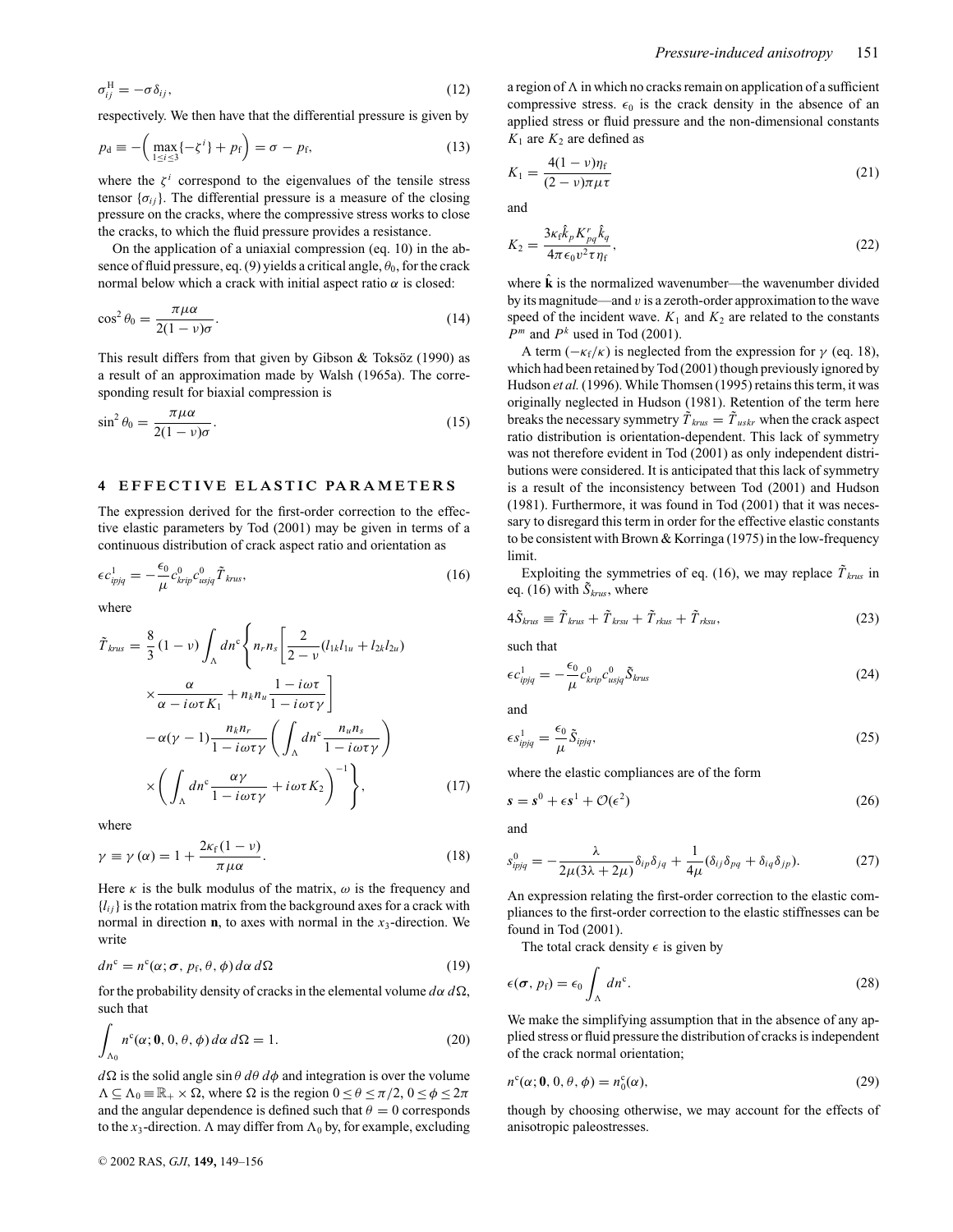$$\sigma_{ij}^{\mathrm{H}} = -\sigma \delta_{ij}, \tag{12}$$

respectively. We then have that the differential pressure is given by

$$p_{\mathrm{d}} \equiv -\left( \max_{1 \le i \le 3} \{-\zeta^i\} + p_{\mathrm{f}} \right) = \sigma - p_{\mathrm{f}}, \tag{13}$$

where the $\zeta^i$ correspond to the eigenvalues of the tensile stress tensor $\{\sigma_{ij}\}$. The differential pressure is a measure of the closing pressure on the cracks, where the compressive stress works to close the cracks, to which the fluid pressure provides a resistance.

On the application of a uniaxial compression (eq. 10) in the absence of fluid pressure, eq. (9) yields a critical angle, $\theta_0$, for the crack normal below which a crack with initial aspect ratio $\alpha$ is closed:

$$\cos^2 \theta_0 = \frac{\pi \mu \alpha}{2(1-\nu)\sigma}. \tag{14}$$

This result differs from that given by Gibson & Toksöz (1990) as a result of an approximation made by Walsh (1965a). The corresponding result for biaxial compression is

$$\sin^2 \theta_0 = \frac{\pi \mu \alpha}{2(1-\nu)\sigma}. \tag{15}$$

## 4 EFFECTIVE ELASTIC PARAMETERS

The expression derived for the first-order correction to the effective elastic parameters by Tod (2001) may be given in terms of a continuous distribution of crack aspect ratio and orientation as

$$\epsilon c_{ipjq}^{1} = -\frac{\epsilon_0}{\mu} c_{krip}^{0} c_{usjq}^{0} \tilde{T}_{krus}, \tag{16}$$

where

$$\begin{aligned}\tilde{T}_{krus} = \frac{8}{3}(1-\nu) \int_{\Lambda} dn^{\mathrm{c}} \Bigg\{ & n_r n_s \left[ \frac{2}{2-\nu}(l_{1k} l_{1u} + l_{2k} l_{2u}) \times \frac{\alpha}{\alpha - i\omega\tau K_1} + n_k n_u \frac{1 - i\omega\tau}{1 - i\omega\tau\gamma} \right] \\ & - \alpha(\gamma - 1) \frac{n_k n_r}{1 - i\omega\tau\gamma} \left( \int_{\Lambda} dn^{\mathrm{c}} \frac{n_u n_s}{1 - i\omega\tau\gamma} \right) \\ & \times \left( \int_{\Lambda} dn^{\mathrm{c}} \frac{\alpha\gamma}{1 - i\omega\tau\gamma} + i\omega\tau K_2 \right)^{-1} \Bigg\},\end{aligned} \tag{17}$$

where

$$\gamma \equiv \gamma(\alpha) = 1 + \frac{2\kappa_{\mathrm{f}}(1-\nu)}{\pi\mu\alpha}. \tag{18}$$

Here $\kappa$ is the bulk modulus of the matrix, $\omega$ is the frequency and $\{l_{ij}\}$ is the rotation matrix from the background axes for a crack with normal in direction $\mathbf{n}$, to axes with normal in the $x_3$-direction. We write

$$dn^{\mathrm{c}} = n^{\mathrm{c}}(\alpha; \boldsymbol{\sigma}, p_{\mathrm{f}}, \theta, \phi)\, d\alpha\, d\Omega \tag{19}$$

for the probability density of cracks in the elemental volume $d\alpha\, d\Omega$, such that

$$\int_{\Lambda_0} n^{\mathrm{c}}(\alpha; \mathbf{0}, 0, \theta, \phi)\, d\alpha\, d\Omega = 1. \tag{20}$$

$d\Omega$ is the solid angle $\sin\theta\, d\theta\, d\phi$ and integration is over the volume $\Lambda \subseteq \Lambda_0 \equiv \mathbb{R}_+ \times \Omega$, where $\Omega$ is the region $0 \le \theta \le \pi/2$, $0 \le \phi \le 2\pi$ and the angular dependence is defined such that $\theta = 0$ corresponds to the $x_3$-direction. $\Lambda$ may differ from $\Lambda_0$ by, for example, excluding a region of $\Lambda$ in which no cracks remain on application of a sufficient compressive stress. $\epsilon_0$ is the crack density in the absence of an applied stress or fluid pressure and the non-dimensional constants $K_1$ are $K_2$ are defined as

$$K_1 = \frac{4(1-\nu)\eta_{\mathrm{f}}}{(2-\nu)\pi\mu\tau} \tag{21}$$

and

$$K_2 = \frac{3\kappa_{\mathrm{f}} \hat{k}_p K_{pq}^{r} \hat{k}_q}{4\pi\epsilon_0 v^2 \tau \eta_{\mathrm{f}}}, \tag{22}$$

where $\hat{\mathbf{k}}$ is the normalized wavenumber—the wavenumber divided by its magnitude—and $v$ is a zeroth-order approximation to the wave speed of the incident wave. $K_1$ and $K_2$ are related to the constants $P^m$ and $P^k$ used in Tod (2001).

A term $(-\kappa_{\mathrm{f}}/\kappa)$ is neglected from the expression for $\gamma$ (eq. 18), which had been retained by Tod (2001) though previously ignored by Hudson *et al.* (1996). While Thomsen (1995) retains this term, it was originally neglected in Hudson (1981). Retention of the term here breaks the necessary symmetry $\tilde{T}_{krus} = \tilde{T}_{uskr}$ when the crack aspect ratio distribution is orientation-dependent. This lack of symmetry was not therefore evident in Tod (2001) as only independent distributions were considered. It is anticipated that this lack of symmetry is a result of the inconsistency between Tod (2001) and Hudson (1981). Furthermore, it was found in Tod (2001) that it was necessary to disregard this term in order for the effective elastic constants to be consistent with Brown & Korringa (1975) in the low-frequency limit.

Exploiting the symmetries of eq. (16), we may replace $\tilde{T}_{krus}$ in eq. (16) with $\tilde{S}_{krus}$, where

$$4\tilde{S}_{krus} \equiv \tilde{T}_{krus} + \tilde{T}_{krsu} + \tilde{T}_{rkus} + \tilde{T}_{rksu}, \tag{23}$$

such that

$$\epsilon c_{ipjq}^{1} = -\frac{\epsilon_0}{\mu} c_{krip}^{0} c_{usjq}^{0} \tilde{S}_{krus} \tag{24}$$

and

$$\epsilon s_{ipjq}^{1} = \frac{\epsilon_0}{\mu} \tilde{S}_{ipjq}, \tag{25}$$

where the elastic compliances are of the form

$$\boldsymbol{s} = \boldsymbol{s}^0 + \epsilon \boldsymbol{s}^1 + \mathcal{O}(\epsilon^2) \tag{26}$$

and

$$s_{ipjq}^{0} = -\frac{\lambda}{2\mu(3\lambda + 2\mu)} \delta_{ip}\delta_{jq} + \frac{1}{4\mu}(\delta_{ij}\delta_{pq} + \delta_{iq}\delta_{jp}). \tag{27}$$

An expression relating the first-order correction to the elastic compliances to the first-order correction to the elastic stiffnesses can be found in Tod (2001).

The total crack density $\epsilon$ is given by

$$\epsilon(\boldsymbol{\sigma}, p_{\mathrm{f}}) = \epsilon_0 \int_{\Lambda} dn^{\mathrm{c}}. \tag{28}$$

We make the simplifying assumption that in the absence of any applied stress or fluid pressure the distribution of cracks is independent of the crack normal orientation;

$$n^{\mathrm{c}}(\alpha; \mathbf{0}, 0, \theta, \phi) = n_0^{\mathrm{c}}(\alpha), \tag{29}$$

though by choosing otherwise, we may account for the effects of anisotropic paleostresses.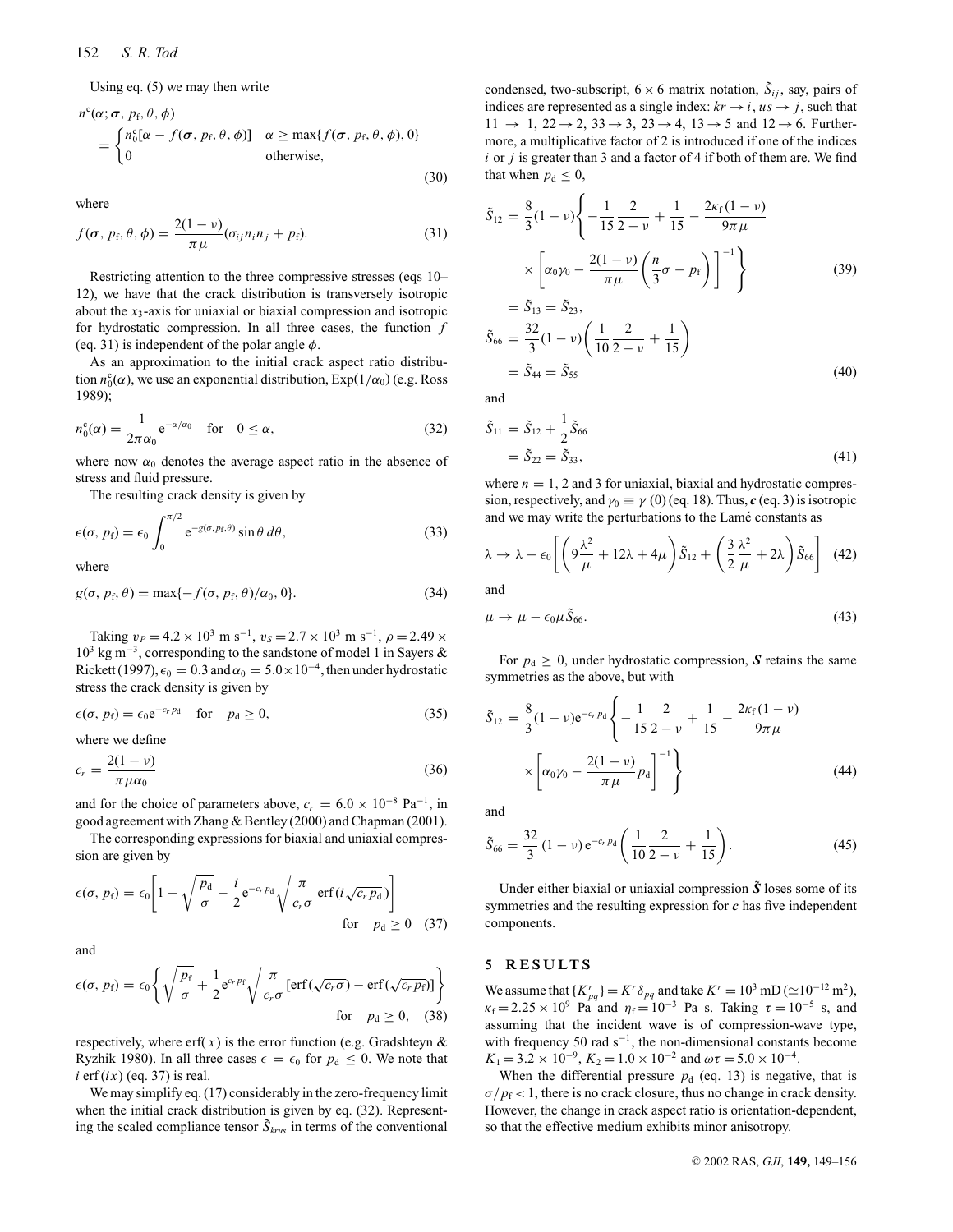Using eq. (5) we may then write

$$n^c(\alpha; \boldsymbol{\sigma}, p_f, \theta, \phi) = \begin{cases} n_0^c[\alpha - f(\boldsymbol{\sigma}, p_f, \theta, \phi)] & \alpha \geq \max\{f(\boldsymbol{\sigma}, p_f, \theta, \phi), 0\} \\ 0 & \text{otherwise,} \end{cases} \tag{30}$$

where

$$f(\boldsymbol{\sigma}, p_f, \phi) = \frac{2(1-\nu)}{\pi\mu}(\sigma_{ij} n_i n_j + p_f). \tag{31}$$

Restricting attention to the three compressive stresses (eqs 10–12), we have that the crack distribution is transversely isotropic about the $x_3$-axis for uniaxial or biaxial compression and isotropic for hydrostatic compression. In all three cases, the function $f$ (eq. 31) is independent of the polar angle $\phi$.

As an approximation to the initial crack aspect ratio distribution $n_0^c(\alpha)$, we use an exponential distribution, $\text{Exp}(1/\alpha_0)$ (e.g. Ross 1989);

$$n_0^c(\alpha) = \frac{1}{2\pi\alpha_0} e^{-\alpha/\alpha_0} \quad \text{for} \quad 0 \leq \alpha, \tag{32}$$

where now $\alpha_0$ denotes the average aspect ratio in the absence of stress and fluid pressure.

The resulting crack density is given by

$$\epsilon(\sigma, p_f) = \epsilon_0 \int_0^{\pi/2} e^{-g(\sigma, p_f, \theta)} \sin\theta \, d\theta, \tag{33}$$

where

$$g(\sigma, p_f, \theta) = \max\{-f(\sigma, p_f, \theta)/\alpha_0, 0\}. \tag{34}$$

Taking $v_P = 4.2 \times 10^3$ m s$^{-1}$, $v_S = 2.7 \times 10^3$ m s$^{-1}$, $\rho = 2.49 \times 10^3$ kg m$^{-3}$, corresponding to the sandstone of model 1 in Sayers & Rickett (1997), $\epsilon_0 = 0.3$ and $\alpha_0 = 5.0 \times 10^{-4}$, then under hydrostatic stress the crack density is given by

$$\epsilon(\sigma, p_f) = \epsilon_0 e^{-c_r p_d} \quad \text{for} \quad p_d \geq 0, \tag{35}$$

where we define

$$c_r = \frac{2(1-\nu)}{\pi\mu\alpha_0} \tag{36}$$

and for the choice of parameters above, $c_r = 6.0 \times 10^{-8}$ Pa$^{-1}$, in good agreement with Zhang & Bentley (2000) and Chapman (2001).

The corresponding expressions for biaxial and uniaxial compression are given by

$$\epsilon(\sigma, p_f) = \epsilon_0 \left[ 1 - \sqrt{\frac{p_d}{\sigma}} - \frac{i}{2} e^{-c_r p_d} \sqrt{\frac{\pi}{c_r \sigma}} \operatorname{erf}(i\sqrt{c_r p_d}) \right] \quad \text{for} \quad p_d \geq 0 \tag{37}$$

and

$$\epsilon(\sigma, p_f) = \epsilon_0 \left\{ \sqrt{\frac{p_f}{\sigma}} + \frac{1}{2} e^{c_r p_f} \sqrt{\frac{\pi}{c_r \sigma}} [\operatorname{erf}(\sqrt{c_r \sigma}) - \operatorname{erf}(\sqrt{c_r p_f})] \right\} \quad \text{for} \quad p_d \geq 0, \tag{38}$$

respectively, where $\operatorname{erf}(x)$ is the error function (e.g. Gradshteyn & Ryzhik 1980). In all three cases $\epsilon = \epsilon_0$ for $p_d \leq 0$. We note that $i \operatorname{erf}(ix)$ (eq. 37) is real.

We may simplify eq. (17) considerably in the zero-frequency limit when the initial crack distribution is given by eq. (32). Representing the scaled compliance tensor $\tilde{S}_{krus}$ in terms of the conventional condensed, two-subscript, $6 \times 6$ matrix notation, $\tilde{S}_{ij}$, say, pairs of indices are represented as a single index: $kr \to i$, $us \to j$, such that $11 \to 1$, $22 \to 2$, $33 \to 3$, $23 \to 4$, $13 \to 5$ and $12 \to 6$. Furthermore, a multiplicative factor of 2 is introduced if one of the indices $i$ or $j$ is greater than 3 and a factor of 4 if both of them are. We find that when $p_d \leq 0$,

$$\begin{aligned}\tilde{S}_{12} &= \frac{8}{3}(1-\nu)\left\{ -\frac{1}{15}\frac{2}{2-\nu} + \frac{1}{15} - \frac{2\kappa_f(1-\nu)}{9\pi\mu} \times \left[ \alpha_0\gamma_0 - \frac{2(1-\nu)}{\pi\mu}\left(\frac{n}{3}\sigma - p_f\right)\right]^{-1} \right\} \\ &= \tilde{S}_{13} = \tilde{S}_{23},\end{aligned} \tag{39}$$

$$\begin{aligned}\tilde{S}_{66} &= \frac{32}{3}(1-\nu)\left( \frac{1}{10}\frac{2}{2-\nu} + \frac{1}{15} \right) \\ &= \tilde{S}_{44} = \tilde{S}_{55}\end{aligned} \tag{40}$$

and

$$\begin{aligned}\tilde{S}_{11} &= \tilde{S}_{12} + \frac{1}{2}\tilde{S}_{66} \\ &= \tilde{S}_{22} = \tilde{S}_{33},\end{aligned} \tag{41}$$

where $n = 1$, 2 and 3 for uniaxial, biaxial and hydrostatic compression, respectively, and $\gamma_0 \equiv \gamma(0)$ (eq. 18). Thus, $\boldsymbol{c}$ (eq. 3) is isotropic and we may write the perturbations to the Lamé constants as

$$\lambda \to \lambda - \epsilon_0 \left[ \left( 9\frac{\lambda^2}{\mu} + 12\lambda + 4\mu \right) \tilde{S}_{12} + \left( \frac{3}{2}\frac{\lambda^2}{\mu} + 2\lambda \right) \tilde{S}_{66} \right] \tag{42}$$

and

$$\mu \to \mu - \epsilon_0 \mu \tilde{S}_{66}. \tag{43}$$

For $p_d \geq 0$, under hydrostatic compression, $\boldsymbol{S}$ retains the same symmetries as the above, but with

$$\tilde{S}_{12} = \frac{8}{3}(1-\nu)e^{-c_r p_d}\left\{ -\frac{1}{15}\frac{2}{2-\nu} + \frac{1}{15} - \frac{2\kappa_f(1-\nu)}{9\pi\mu} \times \left[ \alpha_0\gamma_0 - \frac{2(1-\nu)}{\pi\mu}p_d \right]^{-1} \right\} \tag{44}$$

and

$$\tilde{S}_{66} = \frac{32}{3}(1-\nu)e^{-c_r p_d}\left( \frac{1}{10}\frac{2}{2-\nu} + \frac{1}{15} \right). \tag{45}$$

Under either biaxial or uniaxial compression $\tilde{\boldsymbol{S}}$ loses some of its symmetries and the resulting expression for $\boldsymbol{c}$ has five independent components.

## 5 RESULTS

We assume that $\{K^r_{pq}\} = K^r \delta_{pq}$ and take $K^r = 10^3$ mD ($\simeq 10^{-12}$ m$^2$), $\kappa_f = 2.25 \times 10^9$ Pa and $\eta_f = 10^{-3}$ Pa s. Taking $\tau = 10^{-5}$ s, and assuming that the incident wave is of compression-wave type, with frequency 50 rad s$^{-1}$, the non-dimensional constants become $K_1 = 3.2 \times 10^{-9}$, $K_2 = 1.0 \times 10^{-2}$ and $\omega\tau = 5.0 \times 10^{-4}$.

When the differential pressure $p_d$ (eq. 13) is negative, that is $\sigma/p_f < 1$, there is no crack closure, thus no change in crack density. However, the change in crack aspect ratio is orientation-dependent, so that the effective medium exhibits minor anisotropy.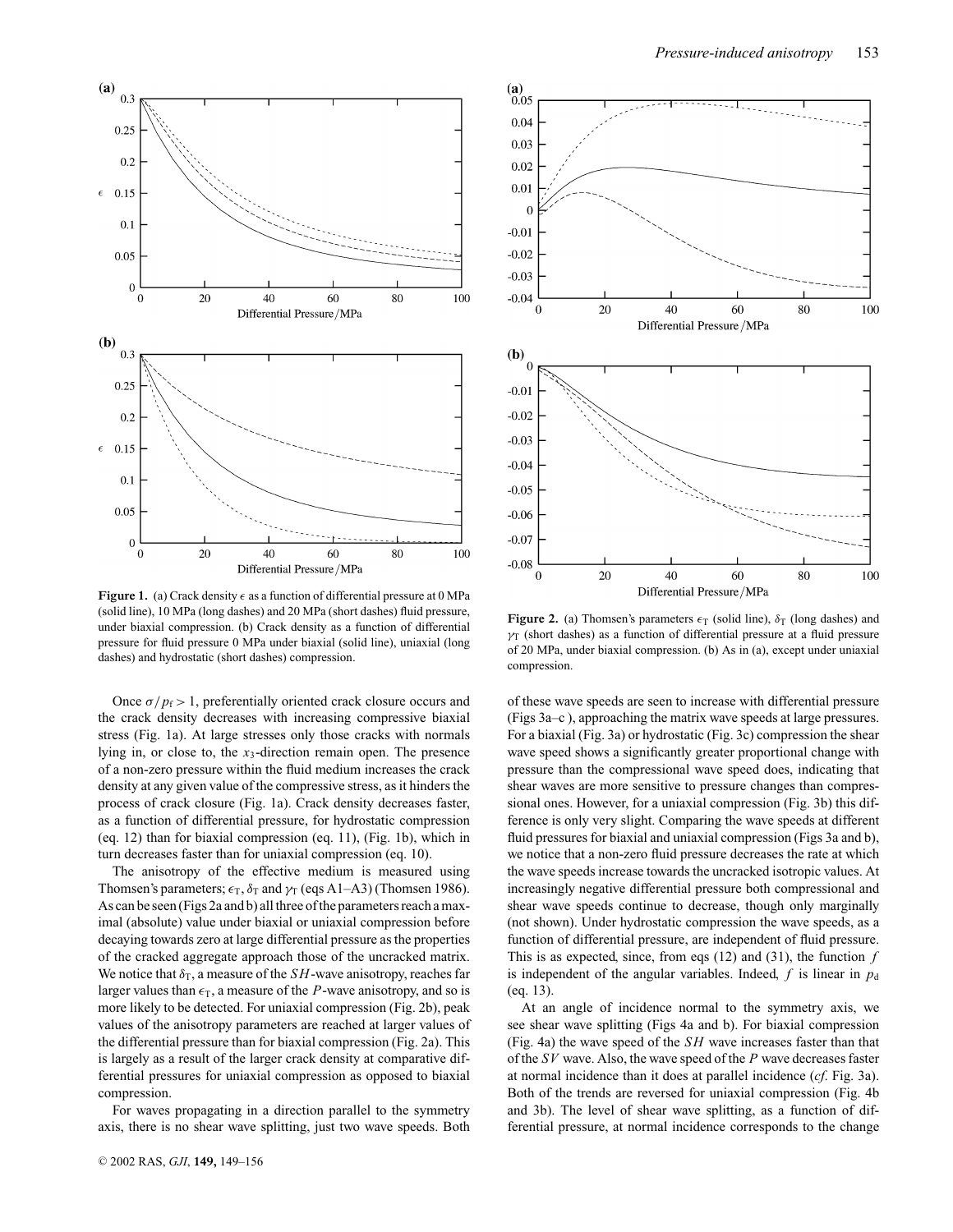**Figure 1.** (a) Crack density $\epsilon$ as a function of differential pressure at 0 MPa (solid line), 10 MPa (long dashes) and 20 MPa (short dashes) fluid pressure, under biaxial compression. (b) Crack density as a function of differential pressure for fluid pressure 0 MPa under biaxial (solid line), uniaxial (long dashes) and hydrostatic (short dashes) compression.

**Figure 2.** (a) Thomsen's parameters $\epsilon_T$ (solid line), $\delta_T$ (long dashes) and $\gamma_T$ (short dashes) as a function of differential pressure at a fluid pressure of 20 MPa, under biaxial compression. (b) As in (a), except under uniaxial compression.

Once $\sigma/p_f > 1$, preferentially oriented crack closure occurs and the crack density decreases with increasing compressive biaxial stress (Fig. 1a). At large stresses only those cracks with normals lying in, or close to, the $x_3$-direction remain open. The presence of a non-zero pressure within the fluid medium increases the crack density at any given value of the compressive stress, as it hinders the process of crack closure (Fig. 1a). Crack density decreases faster, as a function of differential pressure, for hydrostatic compression (eq. 12) than for biaxial compression (eq. 11), (Fig. 1b), which in turn decreases faster than for uniaxial compression (eq. 10).

The anisotropy of the effective medium is measured using Thomsen's parameters; $\epsilon_T$, $\delta_T$ and $\gamma_T$ (eqs A1–A3) (Thomsen 1986). As can be seen (Figs 2a and b) all three of the parameters reach a maximal (absolute) value under biaxial or uniaxial compression before decaying towards zero at large differential pressure as the properties of the cracked aggregate approach those of the uncracked matrix. We notice that $\delta_T$, a measure of the *SH*-wave anisotropy, reaches far larger values than $\epsilon_T$, a measure of the *P*-wave anisotropy, and so is more likely to be detected. For uniaxial compression (Fig. 2b), peak values of the anisotropy parameters are reached at larger values of the differential pressure than for biaxial compression (Fig. 2a). This is largely as a result of the larger crack density at comparative differential pressures for uniaxial compression as opposed to biaxial compression.

For waves propagating in a direction parallel to the symmetry axis, there is no shear wave splitting, just two wave speeds. Both of these wave speeds are seen to increase with differential pressure (Figs 3a–c), approaching the matrix wave speeds at large pressures. For a biaxial (Fig. 3a) or hydrostatic (Fig. 3c) compression the shear wave speed shows a significantly greater proportional change with pressure than the compressional wave speed does, indicating that shear waves are more sensitive to pressure changes than compressional ones. However, for a uniaxial compression (Fig. 3b) this difference is only very slight. Comparing the wave speeds at different fluid pressures for biaxial and uniaxial compression (Figs 3a and b), we notice that a non-zero fluid pressure decreases the rate at which the wave speeds increase towards the uncracked isotropic values. At increasingly negative differential pressure both compressional and shear wave speeds continue to decrease, though only marginally (not shown). Under hydrostatic compression the wave speeds, as a function of differential pressure, are independent of fluid pressure. This is as expected, since, from eqs (12) and (31), the function $f$ is independent of the angular variables. Indeed, $f$ is linear in $p_d$ (eq. 13).

At an angle of incidence normal to the symmetry axis, we see shear wave splitting (Figs 4a and b). For biaxial compression (Fig. 4a) the wave speed of the *SH* wave increases faster than that of the *SV* wave. Also, the wave speed of the *P* wave decreases faster at normal incidence than it does at parallel incidence (*cf.* Fig. 3a). Both of the trends are reversed for uniaxial compression (Fig. 4b and 3b). The level of shear wave splitting, as a function of differential pressure, at normal incidence corresponds to the change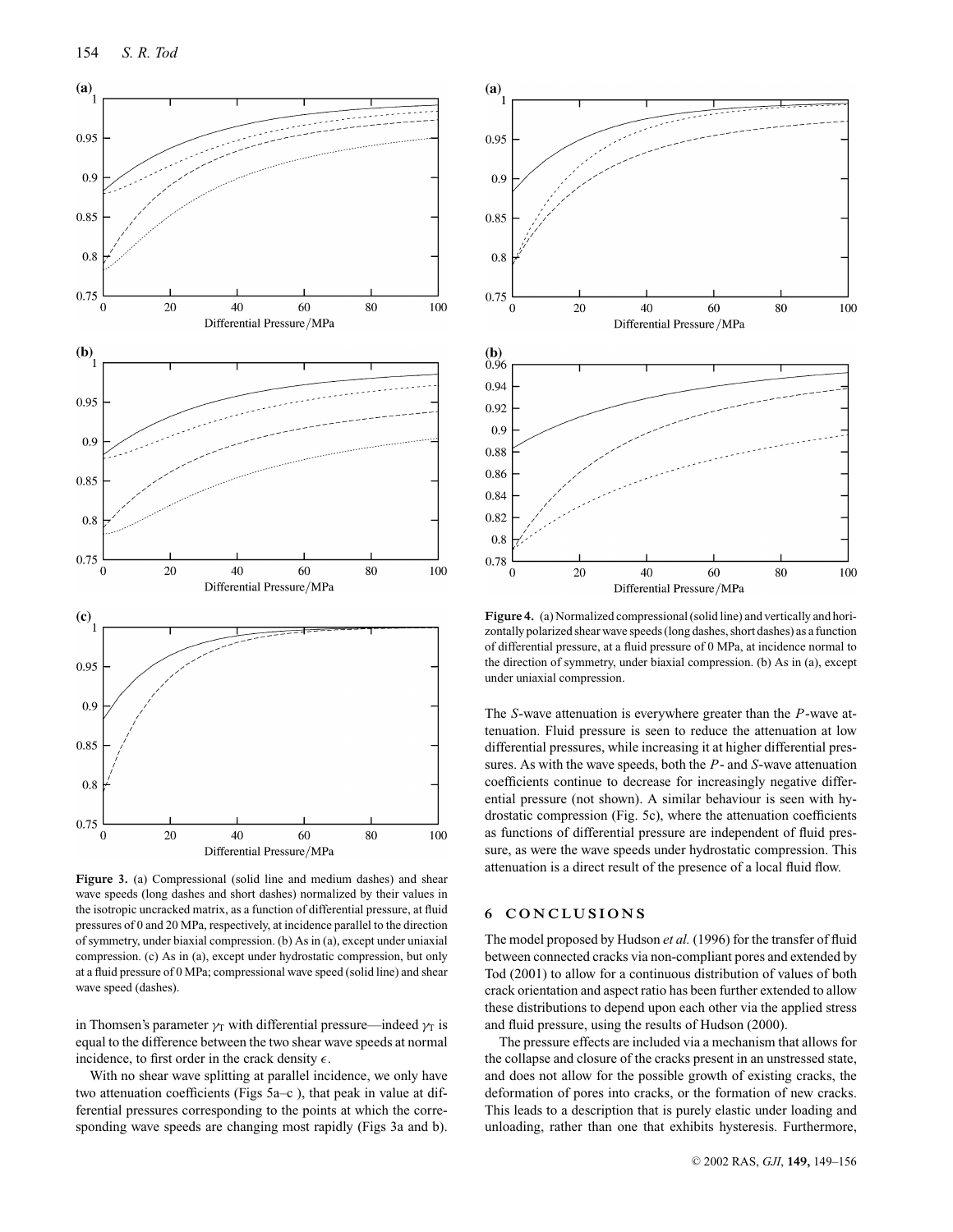**Figure 3.** (a) Compressional (solid line and medium dashes) and shear wave speeds (long dashes and short dashes) normalized by their values in the isotropic uncracked matrix, as a function of differential pressure, at fluid pressures of 0 and 20 MPa, respectively, at incidence parallel to the direction of symmetry, under biaxial compression. (b) As in (a), except under uniaxial compression. (c) As in (a), except under hydrostatic compression, but only at a fluid pressure of 0 MPa; compressional wave speed (solid line) and shear wave speed (dashes).

in Thomsen's parameter $\gamma_T$ with differential pressure—indeed $\gamma_T$ is equal to the difference between the two shear wave speeds at normal incidence, to first order in the crack density $\epsilon$.

With no shear wave splitting at parallel incidence, we only have two attenuation coefficients (Figs 5a–c ), that peak in value at differential pressures corresponding to the points at which the corresponding wave speeds are changing most rapidly (Figs 3a and b).

**Figure 4.** (a) Normalized compressional (solid line) and vertically and horizontally polarized shear wave speeds (long dashes, short dashes) as a function of differential pressure, at a fluid pressure of 0 MPa, at incidence normal to the direction of symmetry, under biaxial compression. (b) As in (a), except under uniaxial compression.

The $S$-wave attenuation is everywhere greater than the $P$-wave attenuation. Fluid pressure is seen to reduce the attenuation at low differential pressures, while increasing it at higher differential pressures. As with the wave speeds, both the $P$- and $S$-wave attenuation coefficients continue to decrease for increasingly negative differential pressure (not shown). A similar behaviour is seen with hydrostatic compression (Fig. 5c), where the attenuation coefficients as functions of differential pressure are independent of fluid pressure, as were the wave speeds under hydrostatic compression. This attenuation is a direct result of the presence of a local fluid flow.

## 6 CONCLUSIONS

The model proposed by Hudson *et al.* (1996) for the transfer of fluid between connected cracks via non-compliant pores and extended by Tod (2001) to allow for a continuous distribution of values of both crack orientation and aspect ratio has been further extended to allow these distributions to depend upon each other via the applied stress and fluid pressure, using the results of Hudson (2000).

The pressure effects are included via a mechanism that allows for the collapse and closure of the cracks present in an unstressed state, and does not allow for the possible growth of existing cracks, the deformation of pores into cracks, or the formation of new cracks. This leads to a description that is purely elastic under loading and unloading, rather than one that exhibits hysteresis. Furthermore,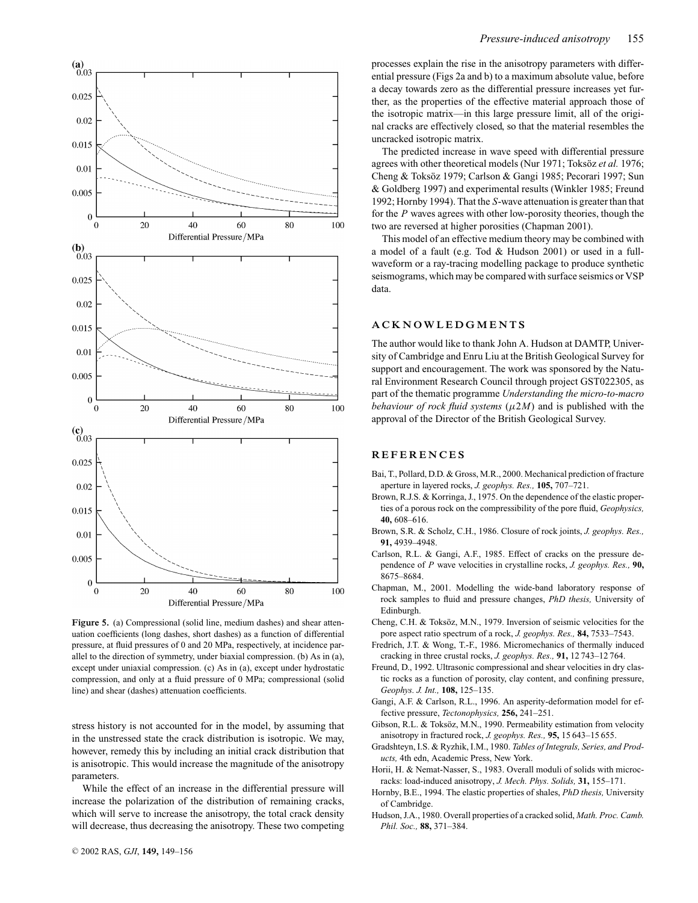**Figure 5.** (a) Compressional (solid line, medium dashes) and shear attenuation coefficients (long dashes, short dashes) as a function of differential pressure, at fluid pressures of 0 and 20 MPa, respectively, at incidence parallel to the direction of symmetry, under biaxial compression. (b) As in (a), except under uniaxial compression. (c) As in (a), except under hydrostatic compression, and only at a fluid pressure of 0 MPa; compressional (solid line) and shear (dashes) attenuation coefficients.

stress history is not accounted for in the model, by assuming that in the unstressed state the crack distribution is isotropic. We may, however, remedy this by including an initial crack distribution that is anisotropic. This would increase the magnitude of the anisotropy parameters.

While the effect of an increase in the differential pressure will increase the polarization of the distribution of remaining cracks, which will serve to increase the anisotropy, the total crack density will decrease, thus decreasing the anisotropy. These two competing processes explain the rise in the anisotropy parameters with differential pressure (Figs 2a and b) to a maximum absolute value, before a decay towards zero as the differential pressure increases yet further, as the properties of the effective material approach those of the isotropic matrix—in this large pressure limit, all of the original cracks are effectively closed, so that the material resembles the uncracked isotropic matrix.

The predicted increase in wave speed with differential pressure agrees with other theoretical models (Nur 1971; Toksöz *et al.* 1976; Cheng & Toksöz 1979; Carlson & Gangi 1985; Pecorari 1997; Sun & Goldberg 1997) and experimental results (Winkler 1985; Freund 1992; Hornby 1994). That the *S*-wave attenuation is greater than that for the *P* waves agrees with other low-porosity theories, though the two are reversed at higher porosities (Chapman 2001).

This model of an effective medium theory may be combined with a model of a fault (e.g. Tod & Hudson 2001) or used in a full-waveform or a ray-tracing modelling package to produce synthetic seismograms, which may be compared with surface seismics or VSP data.

## ACKNOWLEDGMENTS

The author would like to thank John A. Hudson at DAMTP, University of Cambridge and Enru Liu at the British Geological Survey for support and encouragement. The work was sponsored by the Natural Environment Research Council through project GST022305, as part of the thematic programme *Understanding the micro-to-macro behaviour of rock fluid systems* ($\mu 2M$) and is published with the approval of the Director of the British Geological Survey.

## REFERENCES

Bai, T., Pollard, D.D. & Gross, M.R., 2000. Mechanical prediction of fracture aperture in layered rocks, *J. geophys. Res.,* **105,** 707–721.

Brown, R.J.S. & Korringa, J., 1975. On the dependence of the elastic properties of a porous rock on the compressibility of the pore fluid, *Geophysics,* **40,** 608–616.

Brown, S.R. & Scholz, C.H., 1986. Closure of rock joints, *J. geophys. Res.,* **91,** 4939–4948.

Carlson, R.L. & Gangi, A.F., 1985. Effect of cracks on the pressure dependence of *P* wave velocities in crystalline rocks, *J. geophys. Res.,* **90,** 8675–8684.

Chapman, M., 2001. Modelling the wide-band laboratory response of rock samples to fluid and pressure changes, *PhD thesis,* University of Edinburgh.

Cheng, C.H. & Toksöz, M.N., 1979. Inversion of seismic velocities for the pore aspect ratio spectrum of a rock, *J. geophys. Res.,* **84,** 7533–7543.

Fredrich, J.T. & Wong, T.-F., 1986. Micromechanics of thermally induced cracking in three crustal rocks, *J. geophys. Res.,* **91,** 12 743–12 764.

Freund, D., 1992. Ultrasonic compressional and shear velocities in dry clastic rocks as a function of porosity, clay content, and confining pressure, *Geophys. J. Int.,* **108,** 125–135.

Gangi, A.F. & Carlson, R.L., 1996. An asperity-deformation model for effective pressure, *Tectonophysics,* **256,** 241–251.

Gibson, R.L. & Toksöz, M.N., 1990. Permeability estimation from velocity anisotropy in fractured rock, *J. geophys. Res.,* **95,** 15 643–15 655.

Gradshteyn, I.S. & Ryzhik, I.M., 1980. *Tables of Integrals, Series, and Products,* 4th edn, Academic Press, New York.

Horii, H. & Nemat-Nasser, S., 1983. Overall moduli of solids with microcracks: load-induced anisotropy, *J. Mech. Phys. Solids,* **31,** 155–171.

Hornby, B.E., 1994. The elastic properties of shales, *PhD thesis,* University of Cambridge.

Hudson, J.A., 1980. Overall properties of a cracked solid, *Math. Proc. Camb. Phil. Soc.,* **88,** 371–384.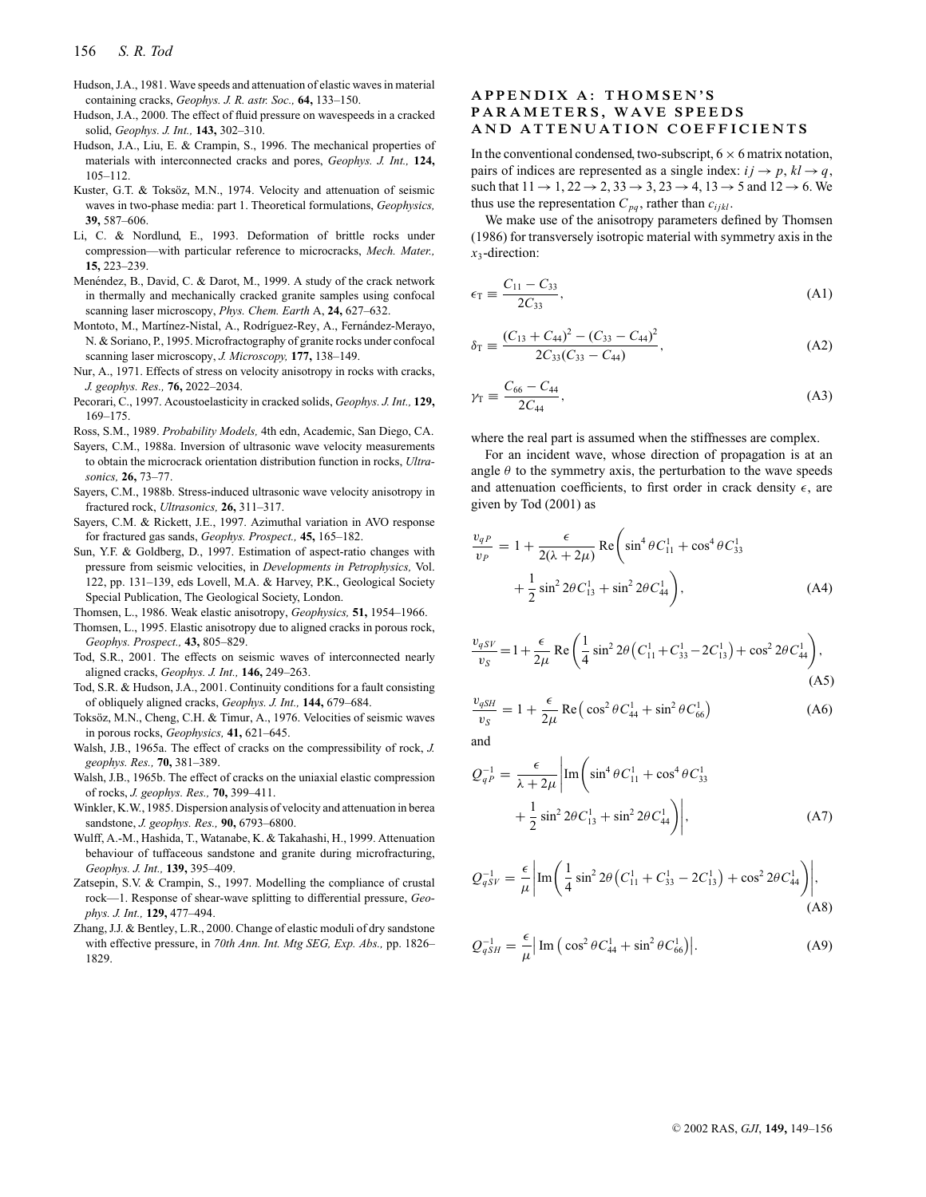Hudson, J.A., 1981. Wave speeds and attenuation of elastic waves in material containing cracks, *Geophys. J. R. astr. Soc.,* **64,** 133–150.

Hudson, J.A., 2000. The effect of fluid pressure on wavespeeds in a cracked solid, *Geophys. J. Int.,* **143,** 302–310.

Hudson, J.A., Liu, E. & Crampin, S., 1996. The mechanical properties of materials with interconnected cracks and pores, *Geophys. J. Int.,* **124,** 105–112.

Kuster, G.T. & Toksöz, M.N., 1974. Velocity and attenuation of seismic waves in two-phase media: part 1. Theoretical formulations, *Geophysics,* **39,** 587–606.

Li, C. & Nordlund, E., 1993. Deformation of brittle rocks under compression—with particular reference to microcracks, *Mech. Mater.,* **15,** 223–239.

Menéndez, B., David, C. & Darot, M., 1999. A study of the crack network in thermally and mechanically cracked granite samples using confocal scanning laser microscopy, *Phys. Chem. Earth* A, **24,** 627–632.

Montoto, M., Martínez-Nistal, A., Rodríguez-Rey, A., Fernández-Merayo, N. & Soriano, P., 1995. Microfractography of granite rocks under confocal scanning laser microscopy, *J. Microscopy,* **177,** 138–149.

Nur, A., 1971. Effects of stress on velocity anisotropy in rocks with cracks, *J. geophys. Res.,* **76,** 2022–2034.

Pecorari, C., 1997. Acoustoelasticity in cracked solids, *Geophys. J. Int.,* **129,** 169–175.

Ross, S.M., 1989. *Probability Models,* 4th edn, Academic, San Diego, CA.

Sayers, C.M., 1988a. Inversion of ultrasonic wave velocity measurements to obtain the microcrack orientation distribution function in rocks, *Ultrasonics,* **26,** 73–77.

Sayers, C.M., 1988b. Stress-induced ultrasonic wave velocity anisotropy in fractured rock, *Ultrasonics,* **26,** 311–317.

Sayers, C.M. & Rickett, J.E., 1997. Azimuthal variation in AVO response for fractured gas sands, *Geophys. Prospect.,* **45,** 165–182.

Sun, Y.F. & Goldberg, D., 1997. Estimation of aspect-ratio changes with pressure from seismic velocities, in *Developments in Petrophysics,* Vol. 122, pp. 131–139, eds Lovell, M.A. & Harvey, P.K., Geological Society Special Publication, The Geological Society, London.

Thomsen, L., 1986. Weak elastic anisotropy, *Geophysics,* **51,** 1954–1966.

Thomsen, L., 1995. Elastic anisotropy due to aligned cracks in porous rock, *Geophys. Prospect.,* **43,** 805–829.

Tod, S.R., 2001. The effects on seismic waves of interconnected nearly aligned cracks, *Geophys. J. Int.,* **146,** 249–263.

Tod, S.R. & Hudson, J.A., 2001. Continuity conditions for a fault consisting of obliquely aligned cracks, *Geophys. J. Int.,* **144,** 679–684.

Toksöz, M.N., Cheng, C.H. & Timur, A., 1976. Velocities of seismic waves in porous rocks, *Geophysics,* **41,** 621–645.

Walsh, J.B., 1965a. The effect of cracks on the compressibility of rock, *J. geophys. Res.,* **70,** 381–389.

Walsh, J.B., 1965b. The effect of cracks on the uniaxial elastic compression of rocks, *J. geophys. Res.,* **70,** 399–411.

Winkler, K.W., 1985. Dispersion analysis of velocity and attenuation in berea sandstone, *J. geophys. Res.,* **90,** 6793–6800.

Wulff, A.-M., Hashida, T., Watanabe, K. & Takahashi, H., 1999. Attenuation behaviour of tuffaceous sandstone and granite during microfracturing, *Geophys. J. Int.,* **139,** 395–409.

Zatsepin, S.V. & Crampin, S., 1997. Modelling the compliance of crustal rock—1. Response of shear-wave splitting to differential pressure, *Geophys. J. Int.,* **129,** 477–494.

Zhang, J.J. & Bentley, L.R., 2000. Change of elastic moduli of dry sandstone with effective pressure, in *70th Ann. Int. Mtg SEG, Exp. Abs.,* pp. 1826–1829.

## APPENDIX A: THOMSEN'S PARAMETERS, WAVE SPEEDS AND ATTENUATION COEFFICIENTS

In the conventional condensed, two-subscript, $6 \times 6$ matrix notation, pairs of indices are represented as a single index: $ij \rightarrow p$, $kl \rightarrow q$, such that $11 \rightarrow 1$, $22 \rightarrow 2$, $33 \rightarrow 3$, $23 \rightarrow 4$, $13 \rightarrow 5$ and $12 \rightarrow 6$. We thus use the representation $C_{pq}$, rather than $c_{ijkl}$.

We make use of the anisotropy parameters defined by Thomsen (1986) for transversely isotropic material with symmetry axis in the $x_3$-direction:

$$\epsilon_{\mathrm{T}} \equiv \frac{C_{11} - C_{33}}{2C_{33}}, \tag{A1}$$

$$\delta_{\mathrm{T}} \equiv \frac{(C_{13} + C_{44})^2 - (C_{33} - C_{44})^2}{2C_{33}(C_{33} - C_{44})}, \tag{A2}$$

$$\gamma_{\mathrm{T}} \equiv \frac{C_{66} - C_{44}}{2C_{44}}, \tag{A3}$$

where the real part is assumed when the stiffnesses are complex.

For an incident wave, whose direction of propagation is at an angle $\theta$ to the symmetry axis, the perturbation to the wave speeds and attenuation coefficients, to first order in crack density $\epsilon$, are given by Tod (2001) as

$$\frac{v_{qP}}{v_P} = 1 + \frac{\epsilon}{2(\lambda + 2\mu)} \operatorname{Re}\left( \sin^4\theta C^1_{11} + \cos^4\theta C^1_{33} + \frac{1}{2}\sin^2 2\theta C^1_{13} + \sin^2 2\theta C^1_{44} \right), \tag{A4}$$

$$\frac{v_{qSV}}{v_S} = 1 + \frac{\epsilon}{2\mu} \operatorname{Re}\left( \frac{1}{4}\sin^2 2\theta \left( C^1_{11} + C^1_{33} - 2C^1_{13} \right) + \cos^2 2\theta C^1_{44} \right), \tag{A5}$$

$$\frac{v_{qSH}}{v_S} = 1 + \frac{\epsilon}{2\mu} \operatorname{Re}\left( \cos^2\theta C^1_{44} + \sin^2\theta C^1_{66} \right) \tag{A6}$$

and

$$Q^{-1}_{qP} = \frac{\epsilon}{\lambda + 2\mu} \left| \operatorname{Im}\left( \sin^4\theta C^1_{11} + \cos^4\theta C^1_{33} + \frac{1}{2}\sin^2 2\theta C^1_{13} + \sin^2 2\theta C^1_{44} \right) \right|, \tag{A7}$$

$$Q^{-1}_{qSV} = \frac{\epsilon}{\mu} \left| \operatorname{Im}\left( \frac{1}{4}\sin^2 2\theta \left( C^1_{11} + C^1_{33} - 2C^1_{13} \right) + \cos^2 2\theta C^1_{44} \right) \right|, \tag{A8}$$

$$Q^{-1}_{qSH} = \frac{\epsilon}{\mu} \left| \operatorname{Im}\left( \cos^2\theta C^1_{44} + \sin^2\theta C^1_{66} \right) \right|. \tag{A9}$$